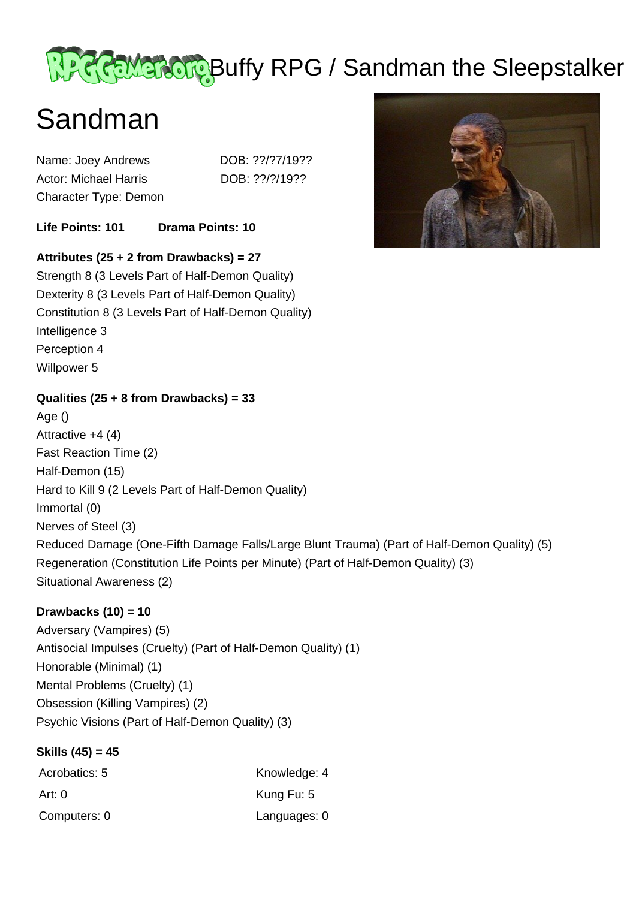# Buffy RPG / Sandman the Sleepstalker

# Sandman

Name: Joey Andrews DOB: ??/?7/19??
Actor: Michael Harris DOB: ??/?/19??
Character Type: Demon

**Life Points: 101** **Drama Points: 10**

**Attributes (25 + 2 from Drawbacks) = 27**

Strength 8 (3 Levels Part of Half-Demon Quality)
Dexterity 8 (3 Levels Part of Half-Demon Quality)
Constitution 8 (3 Levels Part of Half-Demon Quality)
Intelligence 3
Perception 4
Willpower 5

**Qualities (25 + 8 from Drawbacks) = 33**

Age ()
Attractive +4 (4)
Fast Reaction Time (2)
Half-Demon (15)
Hard to Kill 9 (2 Levels Part of Half-Demon Quality)
Immortal (0)
Nerves of Steel (3)
Reduced Damage (One-Fifth Damage Falls/Large Blunt Trauma) (Part of Half-Demon Quality) (5)
Regeneration (Constitution Life Points per Minute) (Part of Half-Demon Quality) (3)
Situational Awareness (2)

**Drawbacks (10) = 10**

Adversary (Vampires) (5)
Antisocial Impulses (Cruelty) (Part of Half-Demon Quality) (1)
Honorable (Minimal) (1)
Mental Problems (Cruelty) (1)
Obsession (Killing Vampires) (2)
Psychic Visions (Part of Half-Demon Quality) (3)

**Skills (45) = 45**

| | |
|---|---|
| Acrobatics: 5 | Knowledge: 4 |
| Art: 0 | Kung Fu: 5 |
| Computers: 0 | Languages: 0 |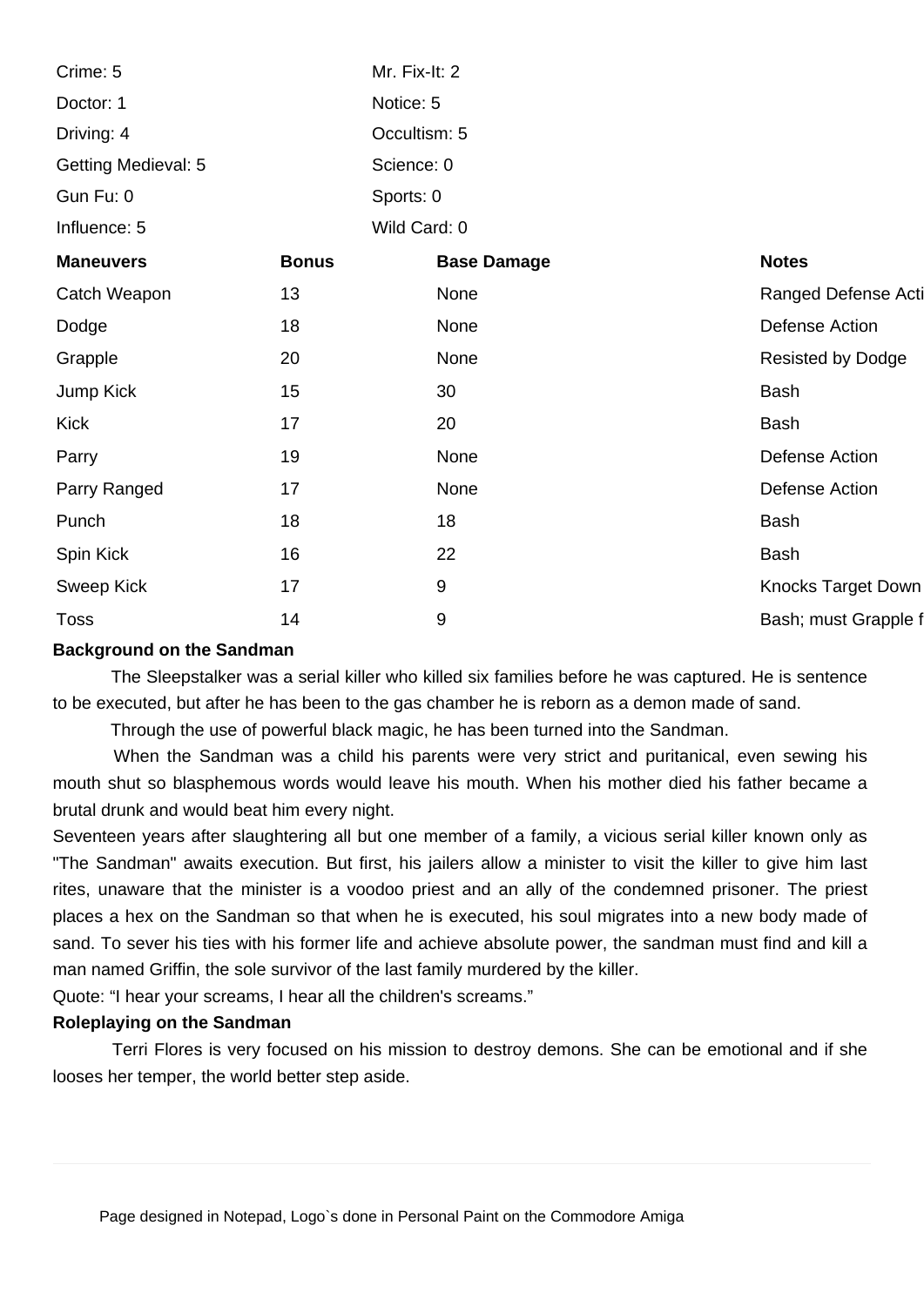| | |
|---|---|
| Crime: 5 | Mr. Fix-It: 2 |
| Doctor: 1 | Notice: 5 |
| Driving: 4 | Occultism: 5 |
| Getting Medieval: 5 | Science: 0 |
| Gun Fu: 0 | Sports: 0 |
| Influence: 5 | Wild Card: 0 |

| Maneuvers | Bonus | Base Damage | Notes |
|---|---|---|---|
| Catch Weapon | 13 | None | Ranged Defense Acti |
| Dodge | 18 | None | Defense Action |
| Grapple | 20 | None | Resisted by Dodge |
| Jump Kick | 15 | 30 | Bash |
| Kick | 17 | 20 | Bash |
| Parry | 19 | None | Defense Action |
| Parry Ranged | 17 | None | Defense Action |
| Punch | 18 | 18 | Bash |
| Spin Kick | 16 | 22 | Bash |
| Sweep Kick | 17 | 9 | Knocks Target Down |
| Toss | 14 | 9 | Bash; must Grapple f |

**Background on the Sandman**

The Sleepstalker was a serial killer who killed six families before he was captured. He is sentence to be executed, but after he has been to the gas chamber he is reborn as a demon made of sand.

Through the use of powerful black magic, he has been turned into the Sandman.

When the Sandman was a child his parents were very strict and puritanical, even sewing his mouth shut so blasphemous words would leave his mouth. When his mother died his father became a brutal drunk and would beat him every night.

Seventeen years after slaughtering all but one member of a family, a vicious serial killer known only as "The Sandman" awaits execution. But first, his jailers allow a minister to visit the killer to give him last rites, unaware that the minister is a voodoo priest and an ally of the condemned prisoner. The priest places a hex on the Sandman so that when he is executed, his soul migrates into a new body made of sand. To sever his ties with his former life and achieve absolute power, the sandman must find and kill a man named Griffin, the sole survivor of the last family murdered by the killer.

Quote: "I hear your screams, I hear all the children's screams."

**Roleplaying on the Sandman**

Terri Flores is very focused on his mission to destroy demons. She can be emotional and if she looses her temper, the world better step aside.

Page designed in Notepad, Logo`s done in Personal Paint on the Commodore Amiga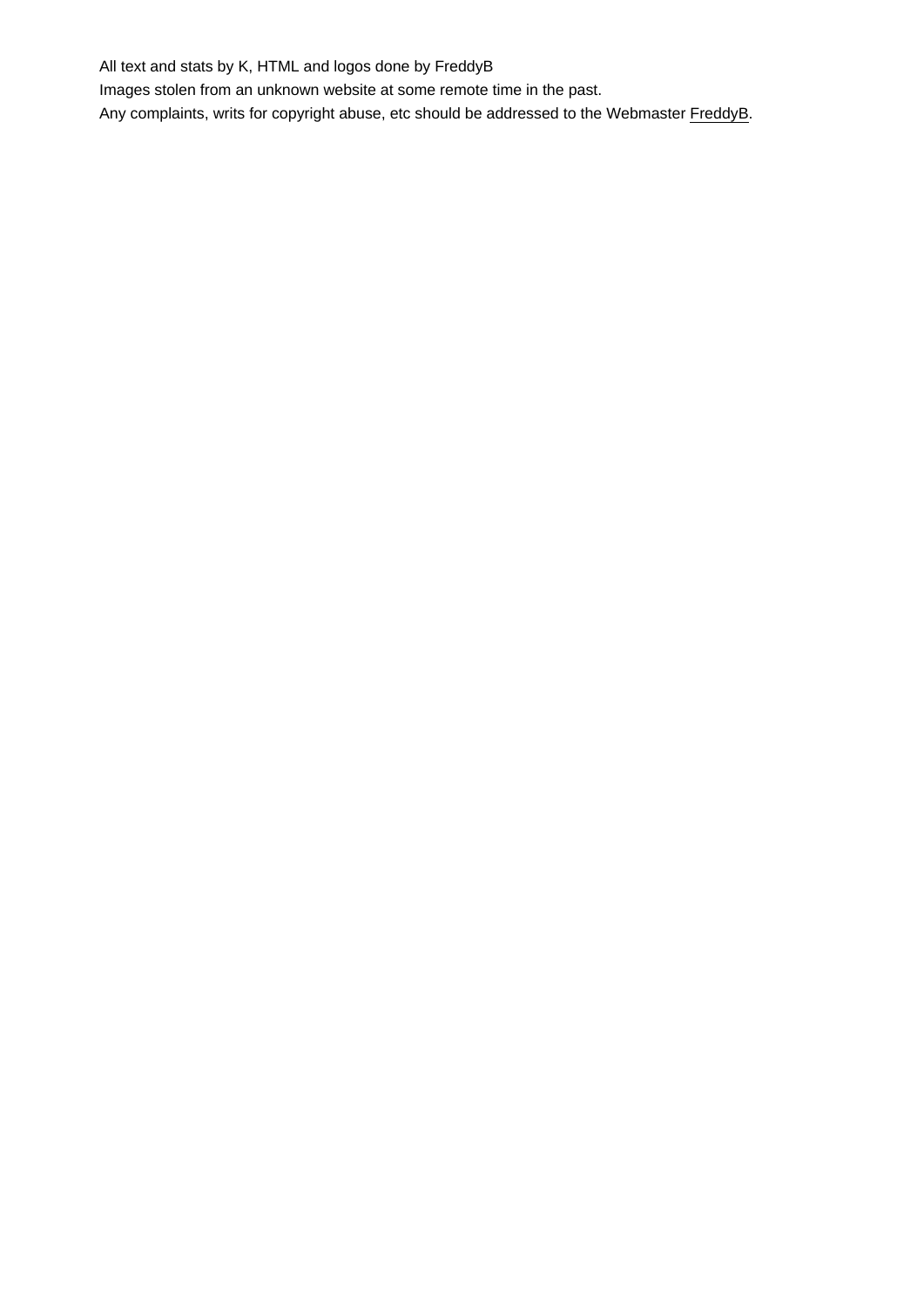All text and stats by K, HTML and logos done by FreddyB

Images stolen from an unknown website at some remote time in the past.

Any complaints, writs for copyright abuse, etc should be addressed to the Webmaster FreddyB.